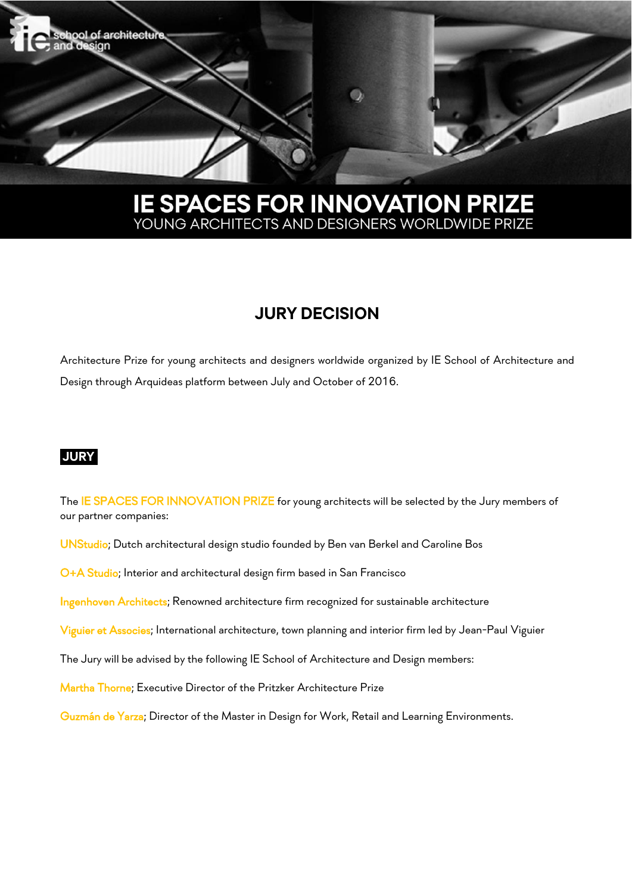school of architecture and design

# IE SPACES FOR INNOVATION PRIZE

YOUNG ARCHITECTS AND DESIGNERS WORLDWIDE PRIZE

## JURY DECISION

Architecture Prize for young architects and designers worldwide organized by IE School of Architecture and Design through Arquideas platform between July and October of 2016.

### JURY

The IE SPACES FOR INNOVATION PRIZE for young architects will be selected by the Jury members of our partner companies:

UNStudio; Dutch architectural design studio founded by Ben van Berkel and Caroline Bos

O+A Studio; Interior and architectural design firm based in San Francisco

Ingenhoven Architects; Renowned architecture firm recognized for sustainable architecture

Viguier et Associes; International architecture, town planning and interior firm led by Jean-Paul Viguier

The Jury will be advised by the following IE School of Architecture and Design members:

Martha Thorne; Executive Director of the Pritzker Architecture Prize

Guzmán de Yarza; Director of the Master in Design for Work, Retail and Learning Environments.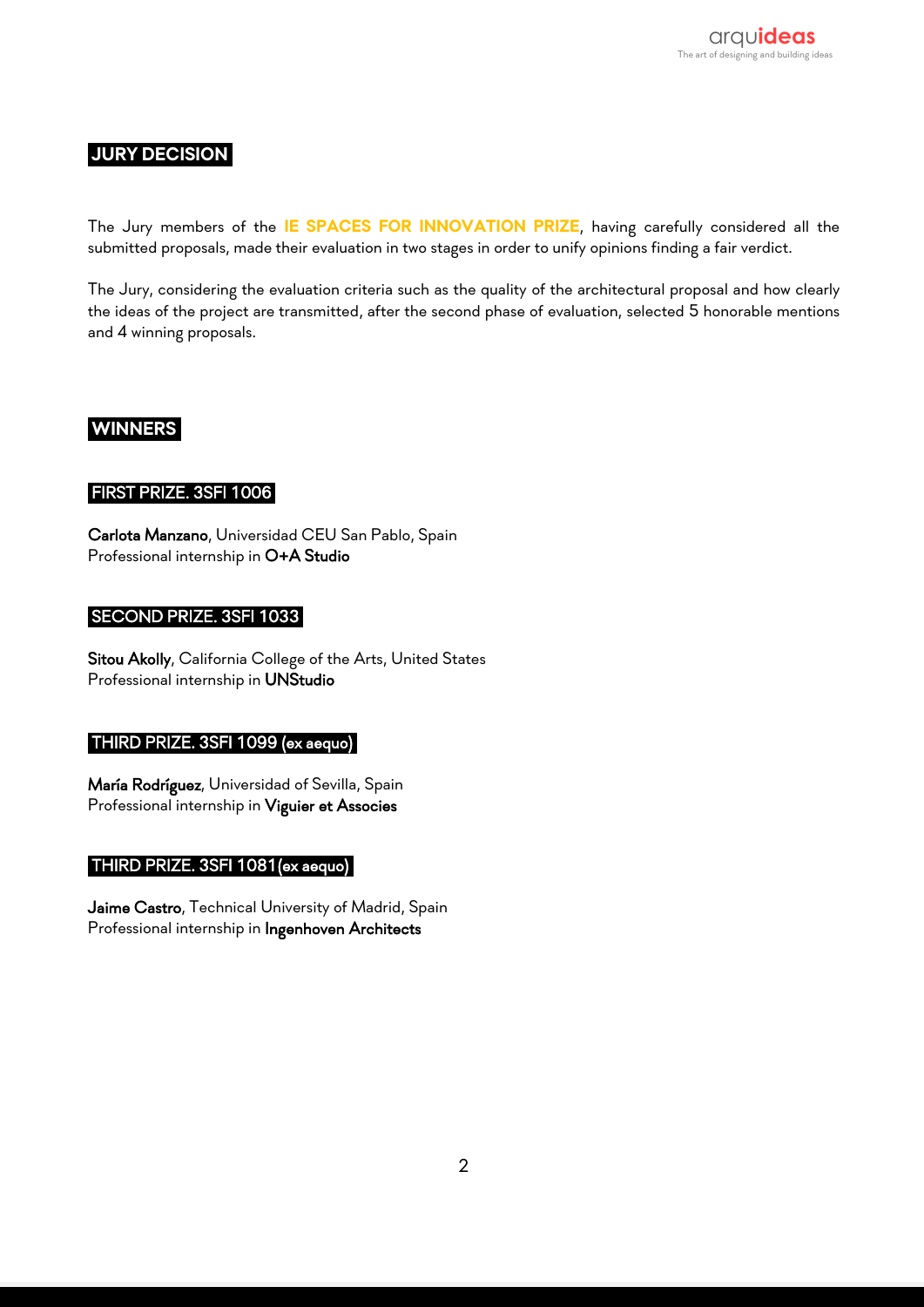## JURY DECISION

The Jury members of the **IE SPACES FOR INNOVATION PRIZE**, having carefully considered all the submitted proposals, made their evaluation in two stages in order to unify opinions finding a fair verdict.

The Jury, considering the evaluation criteria such as the quality of the architectural proposal and how clearly the ideas of the project are transmitted, after the second phase of evaluation, selected 5 honorable mentions and 4 winning proposals.

## WINNERS

### FIRST PRIZE. 3SFI 1006

**Carlota Manzano**, Universidad CEU San Pablo, Spain
Professional internship in **O+A Studio**

### SECOND PRIZE. 3SFI 1033

**Sitou Akolly**, California College of the Arts, United States
Professional internship in **UNStudio**

### THIRD PRIZE. 3SFI 1099 (ex aequo)

**María Rodríguez**, Universidad of Sevilla, Spain
Professional internship in **Viguier et Associes**

### THIRD PRIZE. 3SFI 1081(ex aequo)

**Jaime Castro**, Technical University of Madrid, Spain
Professional internship in **Ingenhoven Architects**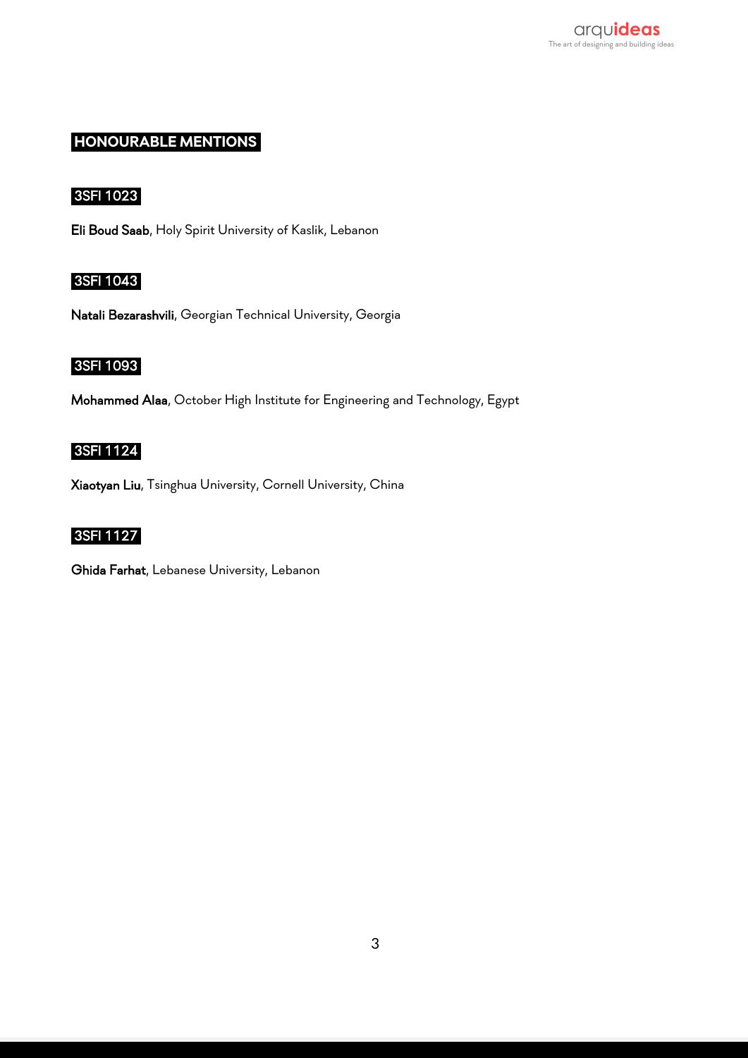## HONOURABLE MENTIONS

### 3SFI 1023

**Eli Boud Saab**, Holy Spirit University of Kaslik, Lebanon

### 3SFI 1043

**Natali Bezarashvili**, Georgian Technical University, Georgia

### 3SFI 1093

**Mohammed Alaa**, October High Institute for Engineering and Technology, Egypt

### 3SFI 1124

**Xiaotyan Liu**, Tsinghua University, Cornell University, China

### 3SFI 1127

**Ghida Farhat**, Lebanese University, Lebanon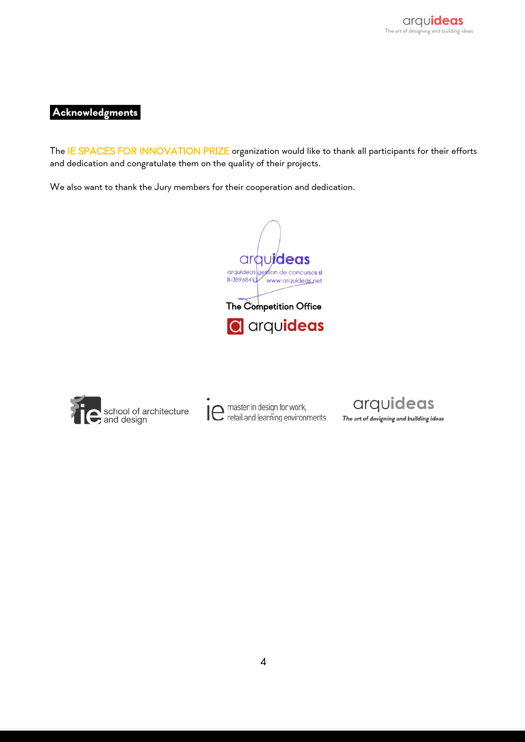## Acknowledgments

The IE SPACES FOR INNOVATION PRIZE organization would like to thank all participants for their efforts and dedication and congratulate them on the quality of their projects.

We also want to thank the Jury members for their cooperation and dedication.

arquideas
arquideas gestion de concursos sl
B-38968491 www.arquideas.net

The Competition Office

arquideas